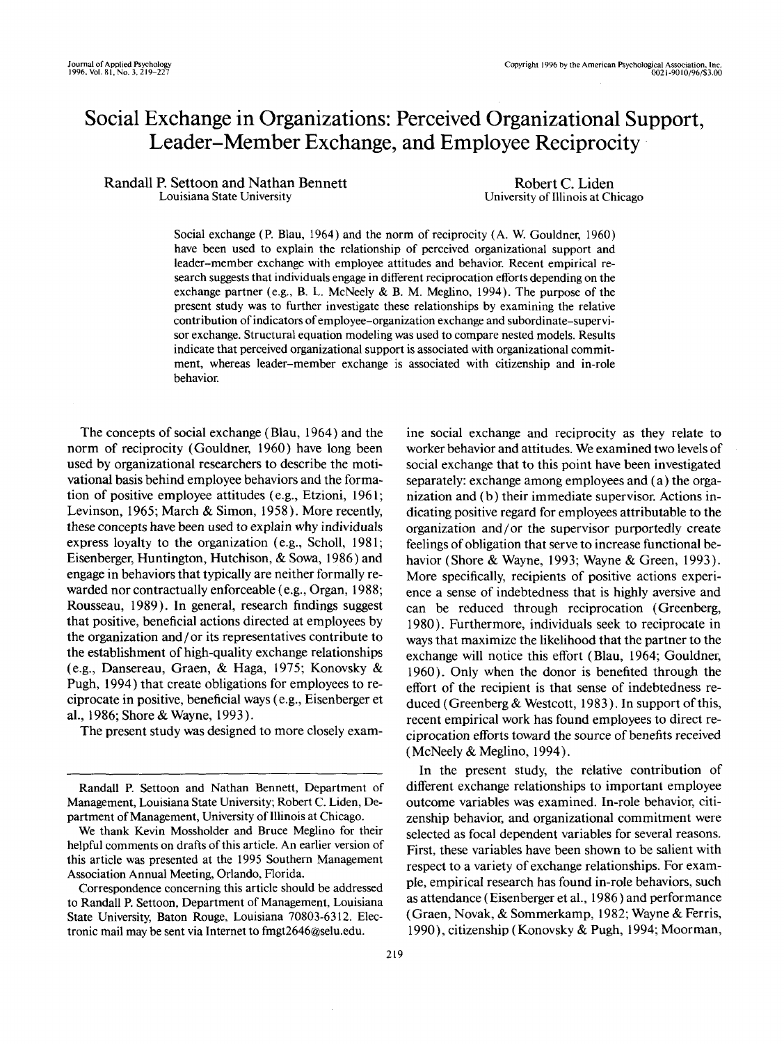# Social Exchange in Organizations: Perceived Organizational Support, Leader–Member Exchange, and Employee Reciprocity

Randall P. Settoon and Nathan Bennett
Louisiana State University

Robert C. Liden
University of Illinois at Chicago

Social exchange (P. Blau, 1964) and the norm of reciprocity (A. W. Gouldner, 1960) have been used to explain the relationship of perceived organizational support and leader–member exchange with employee attitudes and behavior. Recent empirical research suggests that individuals engage in different reciprocation efforts depending on the exchange partner (e.g., B. L. McNeely & B. M. Meglino, 1994). The purpose of the present study was to further investigate these relationships by examining the relative contribution of indicators of employee–organization exchange and subordinate–supervisor exchange. Structural equation modeling was used to compare nested models. Results indicate that perceived organizational support is associated with organizational commitment, whereas leader–member exchange is associated with citizenship and in-role behavior.

The concepts of social exchange (Blau, 1964) and the norm of reciprocity (Gouldner, 1960) have long been used by organizational researchers to describe the motivational basis behind employee behaviors and the formation of positive employee attitudes (e.g., Etzioni, 1961; Levinson, 1965; March & Simon, 1958). More recently, these concepts have been used to explain why individuals express loyalty to the organization (e.g., Scholl, 1981; Eisenberger, Huntington, Hutchison, & Sowa, 1986) and engage in behaviors that typically are neither formally rewarded nor contractually enforceable (e.g., Organ, 1988; Rousseau, 1989). In general, research findings suggest that positive, beneficial actions directed at employees by the organization and/or its representatives contribute to the establishment of high-quality exchange relationships (e.g., Dansereau, Graen, & Haga, 1975; Konovsky & Pugh, 1994) that create obligations for employees to reciprocate in positive, beneficial ways (e.g., Eisenberger et al., 1986; Shore & Wayne, 1993).

The present study was designed to more closely examine social exchange and reciprocity as they relate to worker behavior and attitudes. We examined two levels of social exchange that to this point have been investigated separately: exchange among employees and (a) the organization and (b) their immediate supervisor. Actions indicating positive regard for employees attributable to the organization and/or the supervisor purportedly create feelings of obligation that serve to increase functional behavior (Shore & Wayne, 1993; Wayne & Green, 1993). More specifically, recipients of positive actions experience a sense of indebtedness that is highly aversive and can be reduced through reciprocation (Greenberg, 1980). Furthermore, individuals seek to reciprocate in ways that maximize the likelihood that the partner to the exchange will notice this effort (Blau, 1964; Gouldner, 1960). Only when the donor is benefited through the effort of the recipient is that sense of indebtedness reduced (Greenberg & Westcott, 1983). In support of this, recent empirical work has found employees to direct reciprocation efforts toward the source of benefits received (McNeely & Meglino, 1994).

In the present study, the relative contribution of different exchange relationships to important employee outcome variables was examined. In-role behavior, citizenship behavior, and organizational commitment were selected as focal dependent variables for several reasons. First, these variables have been shown to be salient with respect to a variety of exchange relationships. For example, empirical research has found in-role behaviors, such as attendance (Eisenberger et al., 1986) and performance (Graen, Novak, & Sommerkamp, 1982; Wayne & Ferris, 1990), citizenship (Konovsky & Pugh, 1994; Moorman,

---

Randall P. Settoon and Nathan Bennett, Department of Management, Louisiana State University; Robert C. Liden, Department of Management, University of Illinois at Chicago.

We thank Kevin Mossholder and Bruce Meglino for their helpful comments on drafts of this article. An earlier version of this article was presented at the 1995 Southern Management Association Annual Meeting, Orlando, Florida.

Correspondence concerning this article should be addressed to Randall P. Settoon, Department of Management, Louisiana State University, Baton Rouge, Louisiana 70803-6312. Electronic mail may be sent via Internet to fmgt2646@selu.edu.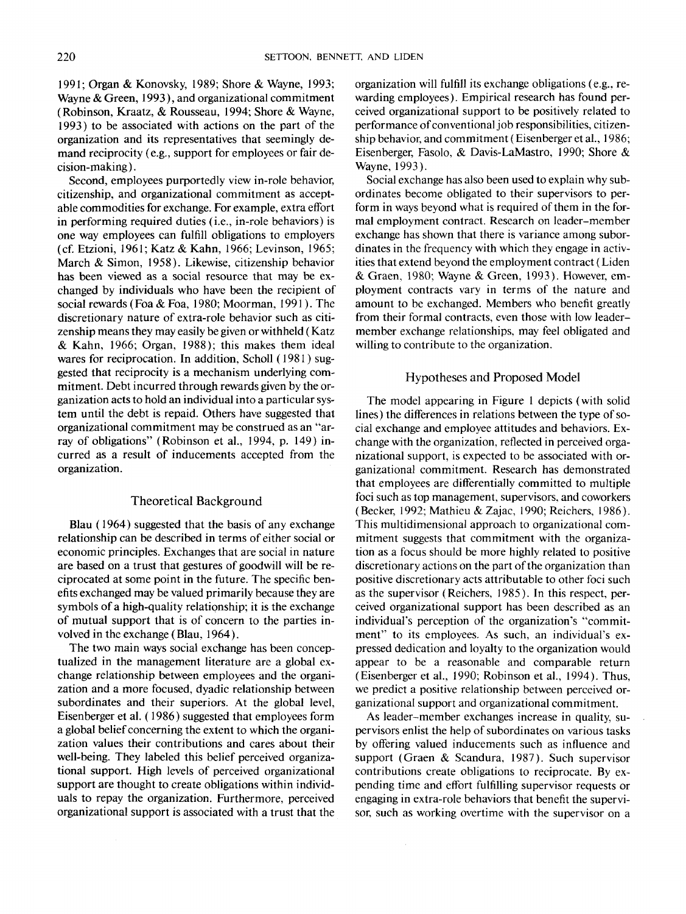1991; Organ & Konovsky, 1989; Shore & Wayne, 1993; Wayne & Green, 1993), and organizational commitment (Robinson, Kraatz, & Rousseau, 1994; Shore & Wayne, 1993) to be associated with actions on the part of the organization and its representatives that seemingly demand reciprocity (e.g., support for employees or fair decision-making).

Second, employees purportedly view in-role behavior, citizenship, and organizational commitment as acceptable commodities for exchange. For example, extra effort in performing required duties (i.e., in-role behaviors) is one way employees can fulfill obligations to employers (cf. Etzioni, 1961; Katz & Kahn, 1966; Levinson, 1965; March & Simon, 1958). Likewise, citizenship behavior has been viewed as a social resource that may be exchanged by individuals who have been the recipient of social rewards (Foa & Foa, 1980; Moorman, 1991). The discretionary nature of extra-role behavior such as citizenship means they may easily be given or withheld (Katz & Kahn, 1966; Organ, 1988); this makes them ideal wares for reciprocation. In addition, Scholl (1981) suggested that reciprocity is a mechanism underlying commitment. Debt incurred through rewards given by the organization acts to hold an individual into a particular system until the debt is repaid. Others have suggested that organizational commitment may be construed as an "array of obligations" (Robinson et al., 1994, p. 149) incurred as a result of inducements accepted from the organization.

## Theoretical Background

Blau (1964) suggested that the basis of any exchange relationship can be described in terms of either social or economic principles. Exchanges that are social in nature are based on a trust that gestures of goodwill will be reciprocated at some point in the future. The specific benefits exchanged may be valued primarily because they are symbols of a high-quality relationship; it is the exchange of mutual support that is of concern to the parties involved in the exchange (Blau, 1964).

The two main ways social exchange has been conceptualized in the management literature are a global exchange relationship between employees and the organization and a more focused, dyadic relationship between subordinates and their superiors. At the global level, Eisenberger et al. (1986) suggested that employees form a global belief concerning the extent to which the organization values their contributions and cares about their well-being. They labeled this belief perceived organizational support. High levels of perceived organizational support are thought to create obligations within individuals to repay the organization. Furthermore, perceived organizational support is associated with a trust that the organization will fulfill its exchange obligations (e.g., rewarding employees). Empirical research has found perceived organizational support to be positively related to performance of conventional job responsibilities, citizenship behavior, and commitment (Eisenberger et al., 1986; Eisenberger, Fasolo, & Davis-LaMastro, 1990; Shore & Wayne, 1993).

Social exchange has also been used to explain why subordinates become obligated to their supervisors to perform in ways beyond what is required of them in the formal employment contract. Research on leader–member exchange has shown that there is variance among subordinates in the frequency with which they engage in activities that extend beyond the employment contract (Liden & Graen, 1980; Wayne & Green, 1993). However, employment contracts vary in terms of the nature and amount to be exchanged. Members who benefit greatly from their formal contracts, even those with low leader–member exchange relationships, may feel obligated and willing to contribute to the organization.

## Hypotheses and Proposed Model

The model appearing in Figure 1 depicts (with solid lines) the differences in relations between the type of social exchange and employee attitudes and behaviors. Exchange with the organization, reflected in perceived organizational support, is expected to be associated with organizational commitment. Research has demonstrated that employees are differentially committed to multiple foci such as top management, supervisors, and coworkers (Becker, 1992; Mathieu & Zajac, 1990; Reichers, 1986). This multidimensional approach to organizational commitment suggests that commitment with the organization as a focus should be more highly related to positive discretionary actions on the part of the organization than positive discretionary acts attributable to other foci such as the supervisor (Reichers, 1985). In this respect, perceived organizational support has been described as an individual's perception of the organization's "commitment" to its employees. As such, an individual's expressed dedication and loyalty to the organization would appear to be a reasonable and comparable return (Eisenberger et al., 1990; Robinson et al., 1994). Thus, we predict a positive relationship between perceived organizational support and organizational commitment.

As leader–member exchanges increase in quality, supervisors enlist the help of subordinates on various tasks by offering valued inducements such as influence and support (Graen & Scandura, 1987). Such supervisor contributions create obligations to reciprocate. By expending time and effort fulfilling supervisor requests or engaging in extra-role behaviors that benefit the supervisor, such as working overtime with the supervisor on a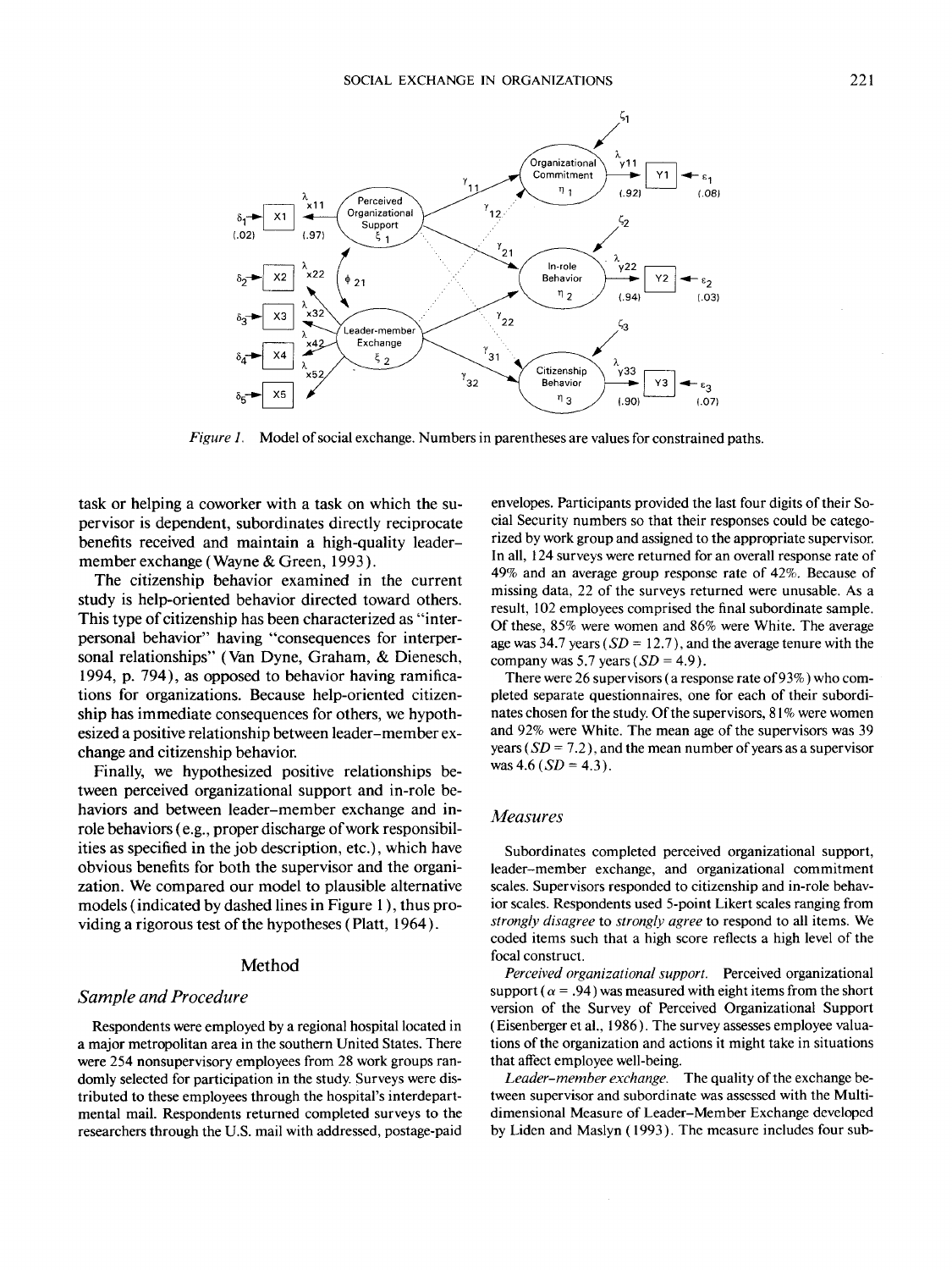*Figure 1.* Model of social exchange. Numbers in parentheses are values for constrained paths.

task or helping a coworker with a task on which the supervisor is dependent, subordinates directly reciprocate benefits received and maintain a high-quality leader–member exchange (Wayne & Green, 1993).

The citizenship behavior examined in the current study is help-oriented behavior directed toward others. This type of citizenship has been characterized as "interpersonal behavior" having "consequences for interpersonal relationships" (Van Dyne, Graham, & Dienesch, 1994, p. 794), as opposed to behavior having ramifications for organizations. Because help-oriented citizenship has immediate consequences for others, we hypothesized a positive relationship between leader–member exchange and citizenship behavior.

Finally, we hypothesized positive relationships between perceived organizational support and in-role behaviors and between leader–member exchange and in-role behaviors (e.g., proper discharge of work responsibilities as specified in the job description, etc.), which have obvious benefits for both the supervisor and the organization. We compared our model to plausible alternative models (indicated by dashed lines in Figure 1), thus providing a rigorous test of the hypotheses (Platt, 1964).

## Method

### Sample and Procedure

Respondents were employed by a regional hospital located in a major metropolitan area in the southern United States. There were 254 nonsupervisory employees from 28 work groups randomly selected for participation in the study. Surveys were distributed to these employees through the hospital's interdepartmental mail. Respondents returned completed surveys to the researchers through the U.S. mail with addressed, postage-paid envelopes. Participants provided the last four digits of their Social Security numbers so that their responses could be categorized by work group and assigned to the appropriate supervisor. In all, 124 surveys were returned for an overall response rate of 49% and an average group response rate of 42%. Because of missing data, 22 of the surveys returned were unusable. As a result, 102 employees comprised the final subordinate sample. Of these, 85% were women and 86% were White. The average age was 34.7 years ($SD = 12.7$), and the average tenure with the company was 5.7 years ($SD = 4.9$).

There were 26 supervisors (a response rate of 93%) who completed separate questionnaires, one for each of their subordinates chosen for the study. Of the supervisors, 81% were women and 92% were White. The mean age of the supervisors was 39 years ($SD = 7.2$), and the mean number of years as a supervisor was 4.6 ($SD = 4.3$).

### Measures

Subordinates completed perceived organizational support, leader–member exchange, and organizational commitment scales. Supervisors responded to citizenship and in-role behavior scales. Respondents used 5-point Likert scales ranging from *strongly disagree* to *strongly agree* to respond to all items. We coded items such that a high score reflects a high level of the focal construct.

*Perceived organizational support.* Perceived organizational support ($\alpha = .94$) was measured with eight items from the short version of the Survey of Perceived Organizational Support (Eisenberger et al., 1986). The survey assesses employee valuations of the organization and actions it might take in situations that affect employee well-being.

*Leader–member exchange.* The quality of the exchange between supervisor and subordinate was assessed with the Multidimensional Measure of Leader–Member Exchange developed by Liden and Maslyn (1993). The measure includes four sub-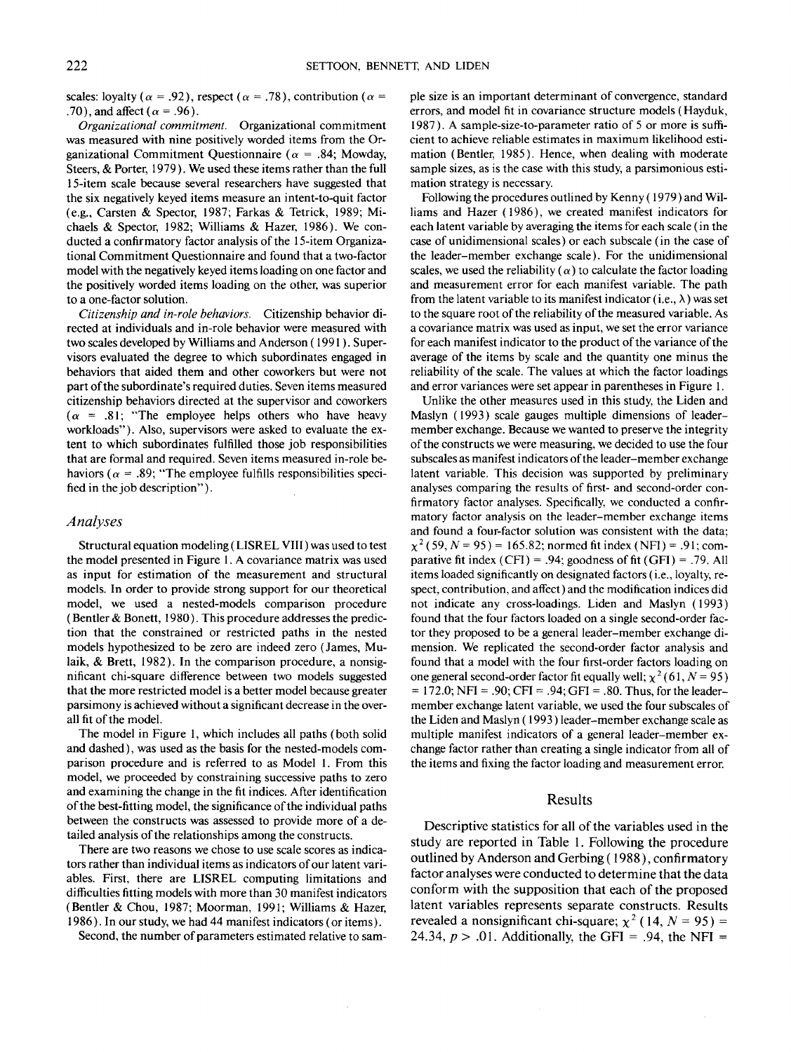scales: loyalty ($\alpha$ = .92), respect ($\alpha$ = .78), contribution ($\alpha$ = .70), and affect ($\alpha$ = .96).

*Organizational commitment.* Organizational commitment was measured with nine positively worded items from the Organizational Commitment Questionnaire ($\alpha$ = .84; Mowday, Steers, & Porter, 1979). We used these items rather than the full 15-item scale because several researchers have suggested that the six negatively keyed items measure an intent-to-quit factor (e.g., Carsten & Spector, 1987; Farkas & Tetrick, 1989; Michaels & Spector, 1982; Williams & Hazer, 1986). We conducted a confirmatory factor analysis of the 15-item Organizational Commitment Questionnaire and found that a two-factor model with the negatively keyed items loading on one factor and the positively worded items loading on the other, was superior to a one-factor solution.

*Citizenship and in-role behaviors.* Citizenship behavior directed at individuals and in-role behavior were measured with two scales developed by Williams and Anderson (1991). Supervisors evaluated the degree to which subordinates engaged in behaviors that aided them and other coworkers but were not part of the subordinate's required duties. Seven items measured citizenship behaviors directed at the supervisor and coworkers ($\alpha$ = .81; "The employee helps others who have heavy workloads"). Also, supervisors were asked to evaluate the extent to which subordinates fulfilled those job responsibilities that are formal and required. Seven items measured in-role behaviors ($\alpha$ = .89; "The employee fulfills responsibilities specified in the job description").

## Analyses

Structural equation modeling (LISREL VIII) was used to test the model presented in Figure 1. A covariance matrix was used as input for estimation of the measurement and structural models. In order to provide strong support for our theoretical model, we used a nested-models comparison procedure (Bentler & Bonett, 1980). This procedure addresses the prediction that the constrained or restricted paths in the nested models hypothesized to be zero are indeed zero (James, Mulaik, & Brett, 1982). In the comparison procedure, a nonsignificant chi-square difference between two models suggested that the more restricted model is a better model because greater parsimony is achieved without a significant decrease in the overall fit of the model.

The model in Figure 1, which includes all paths (both solid and dashed), was used as the basis for the nested-models comparison procedure and is referred to as Model 1. From this model, we proceeded by constraining successive paths to zero and examining the change in the fit indices. After identification of the best-fitting model, the significance of the individual paths between the constructs was assessed to provide more of a detailed analysis of the relationships among the constructs.

There are two reasons we chose to use scale scores as indicators rather than individual items as indicators of our latent variables. First, there are LISREL computing limitations and difficulties fitting models with more than 30 manifest indicators (Bentler & Chou, 1987; Moorman, 1991; Williams & Hazer, 1986). In our study, we had 44 manifest indicators (or items).

Second, the number of parameters estimated relative to sample size is an important determinant of convergence, standard errors, and model fit in covariance structure models (Hayduk, 1987). A sample-size-to-parameter ratio of 5 or more is sufficient to achieve reliable estimates in maximum likelihood estimation (Bentler, 1985). Hence, when dealing with moderate sample sizes, as is the case with this study, a parsimonious estimation strategy is necessary.

Following the procedures outlined by Kenny (1979) and Williams and Hazer (1986), we created manifest indicators for each latent variable by averaging the items for each scale (in the case of unidimensional scales) or each subscale (in the case of the leader–member exchange scale). For the unidimensional scales, we used the reliability ($\alpha$) to calculate the factor loading and measurement error for each manifest variable. The path from the latent variable to its manifest indicator (i.e., $\lambda$) was set to the square root of the reliability of the measured variable. As a covariance matrix was used as input, we set the error variance for each manifest indicator to the product of the variance of the average of the items by scale and the quantity one minus the reliability of the scale. The values at which the factor loadings and error variances were set appear in parentheses in Figure 1.

Unlike the other measures used in this study, the Liden and Maslyn (1993) scale gauges multiple dimensions of leader–member exchange. Because we wanted to preserve the integrity of the constructs we were measuring, we decided to use the four subscales as manifest indicators of the leader–member exchange latent variable. This decision was supported by preliminary analyses comparing the results of first- and second-order confirmatory factor analyses. Specifically, we conducted a confirmatory factor analysis on the leader–member exchange items and found a four-factor solution was consistent with the data; $\chi^2$ (59, $N$ = 95) = 165.82; normed fit index (NFI) = .91; comparative fit index (CFI) = .94; goodness of fit (GFI) = .79. All items loaded significantly on designated factors (i.e., loyalty, respect, contribution, and affect) and the modification indices did not indicate any cross-loadings. Liden and Maslyn (1993) found that the four factors loaded on a single second-order factor they proposed to be a general leader–member exchange dimension. We replicated the second-order factor analysis and found that a model with the four first-order factors loading on one general second-order factor fit equally well; $\chi^2$ (61, $N$ = 95) = 172.0; NFI = .90; CFI = .94; GFI = .80. Thus, for the leader–member exchange latent variable, we used the four subscales of the Liden and Maslyn (1993) leader–member exchange scale as multiple manifest indicators of a general leader–member exchange factor rather than creating a single indicator from all of the items and fixing the factor loading and measurement error.

# Results

Descriptive statistics for all of the variables used in the study are reported in Table 1. Following the procedure outlined by Anderson and Gerbing (1988), confirmatory factor analyses were conducted to determine that the data conform with the supposition that each of the proposed latent variables represents separate constructs. Results revealed a nonsignificant chi-square; $\chi^2$ (14, $N$ = 95) = 24.34, $p$ > .01. Additionally, the GFI = .94, the NFI =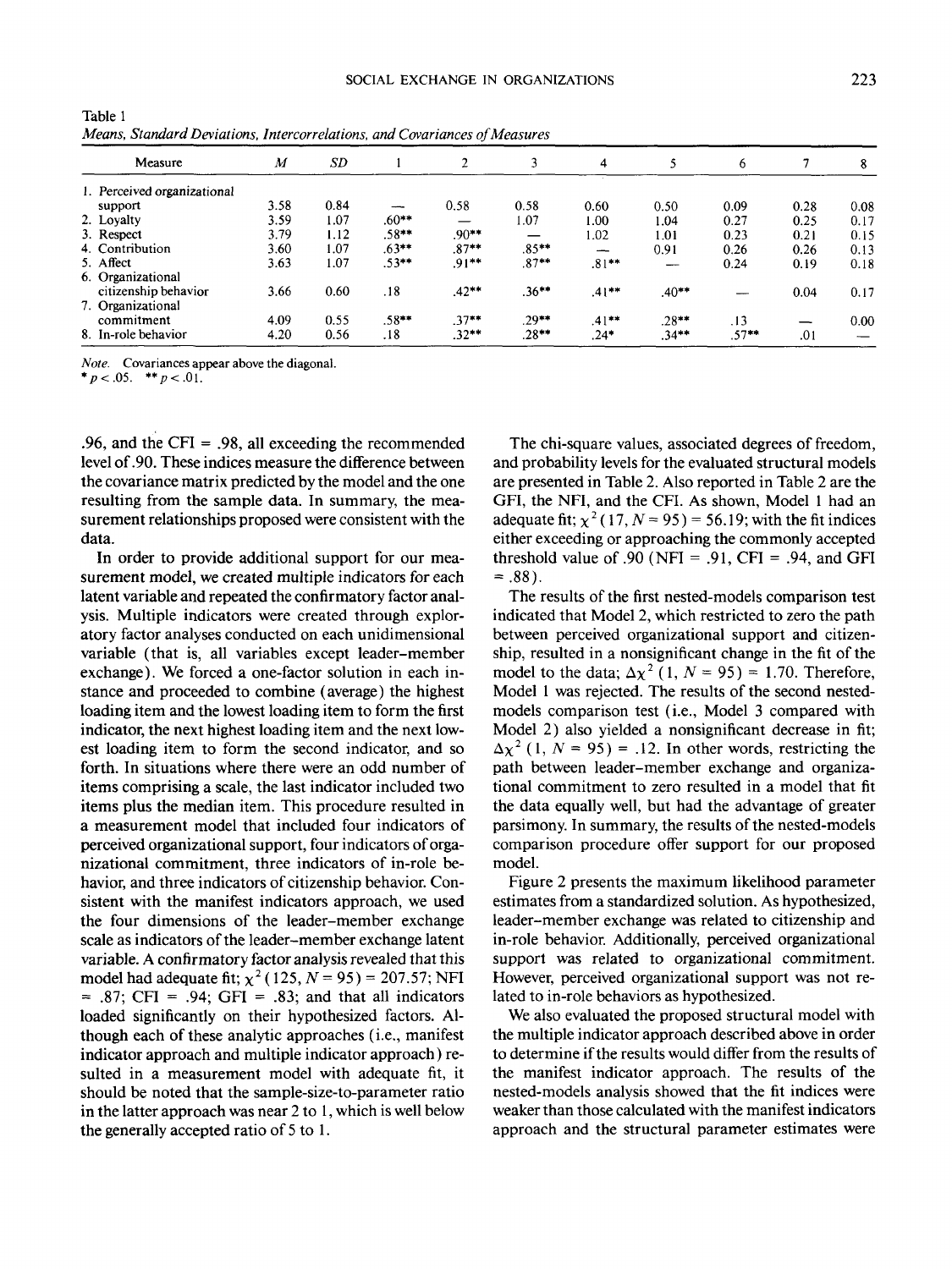Table 1
*Means, Standard Deviations, Intercorrelations, and Covariances of Measures*

| Measure | *M* | *SD* | 1 | 2 | 3 | 4 | 5 | 6 | 7 | 8 |
|---|---|---|---|---|---|---|---|---|---|---|
| 1. Perceived organizational support | 3.58 | 0.84 | — | 0.58 | 0.58 | 0.60 | 0.50 | 0.09 | 0.28 | 0.08 |
| 2. Loyalty | 3.59 | 1.07 | .60** | — | 1.07 | 1.00 | 1.04 | 0.27 | 0.25 | 0.17 |
| 3. Respect | 3.79 | 1.12 | .58** | .90** | — | 1.02 | 1.01 | 0.23 | 0.21 | 0.15 |
| 4. Contribution | 3.60 | 1.07 | .63** | .87** | .85** | — | 0.91 | 0.26 | 0.26 | 0.13 |
| 5. Affect | 3.63 | 1.07 | .53** | .91** | .87** | .81** | — | 0.24 | 0.19 | 0.18 |
| 6. Organizational citizenship behavior | 3.66 | 0.60 | .18 | .42** | .36** | .41** | .40** | — | 0.04 | 0.17 |
| 7. Organizational commitment | 4.09 | 0.55 | .58** | .37** | .29** | .41** | .28** | .13 | — | 0.00 |
| 8. In-role behavior | 4.20 | 0.56 | .18 | .32** | .28** | .24* | .34** | .57** | .01 | — |

*Note.* Covariances appear above the diagonal.
* $p < .05$. ** $p < .01$.

.96, and the CFI = .98, all exceeding the recommended level of .90. These indices measure the difference between the covariance matrix predicted by the model and the one resulting from the sample data. In summary, the measurement relationships proposed were consistent with the data.

In order to provide additional support for our measurement model, we created multiple indicators for each latent variable and repeated the confirmatory factor analysis. Multiple indicators were created through exploratory factor analyses conducted on each unidimensional variable (that is, all variables except leader–member exchange). We forced a one-factor solution in each instance and proceeded to combine (average) the highest loading item and the lowest loading item to form the first indicator, the next highest loading item and the next lowest loading item to form the second indicator, and so forth. In situations where there were an odd number of items comprising a scale, the last indicator included two items plus the median item. This procedure resulted in a measurement model that included four indicators of perceived organizational support, four indicators of organizational commitment, three indicators of in-role behavior, and three indicators of citizenship behavior. Consistent with the manifest indicators approach, we used the four dimensions of the leader–member exchange scale as indicators of the leader–member exchange latent variable. A confirmatory factor analysis revealed that this model had adequate fit; $\chi^2(125, N = 95) = 207.57$; NFI = .87; CFI = .94; GFI = .83; and that all indicators loaded significantly on their hypothesized factors. Although each of these analytic approaches (i.e., manifest indicator approach and multiple indicator approach) resulted in a measurement model with adequate fit, it should be noted that the sample-size-to-parameter ratio in the latter approach was near 2 to 1, which is well below the generally accepted ratio of 5 to 1.

The chi-square values, associated degrees of freedom, and probability levels for the evaluated structural models are presented in Table 2. Also reported in Table 2 are the GFI, the NFI, and the CFI. As shown, Model 1 had an adequate fit; $\chi^2(17, N = 95) = 56.19$; with the fit indices either exceeding or approaching the commonly accepted threshold value of .90 (NFI = .91, CFI = .94, and GFI = .88).

The results of the first nested-models comparison test indicated that Model 2, which restricted to zero the path between perceived organizational support and citizenship, resulted in a nonsignificant change in the fit of the model to the data; $\Delta\chi^2(1, N = 95) = 1.70$. Therefore, Model 1 was rejected. The results of the second nested-models comparison test (i.e., Model 3 compared with Model 2) also yielded a nonsignificant decrease in fit; $\Delta\chi^2(1, N = 95) = .12$. In other words, restricting the path between leader–member exchange and organizational commitment to zero resulted in a model that fit the data equally well, but had the advantage of greater parsimony. In summary, the results of the nested-models comparison procedure offer support for our proposed model.

Figure 2 presents the maximum likelihood parameter estimates from a standardized solution. As hypothesized, leader–member exchange was related to citizenship and in-role behavior. Additionally, perceived organizational support was related to organizational commitment. However, perceived organizational support was not related to in-role behaviors as hypothesized.

We also evaluated the proposed structural model with the multiple indicator approach described above in order to determine if the results would differ from the results of the manifest indicator approach. The results of the nested-models analysis showed that the fit indices were weaker than those calculated with the manifest indicators approach and the structural parameter estimates were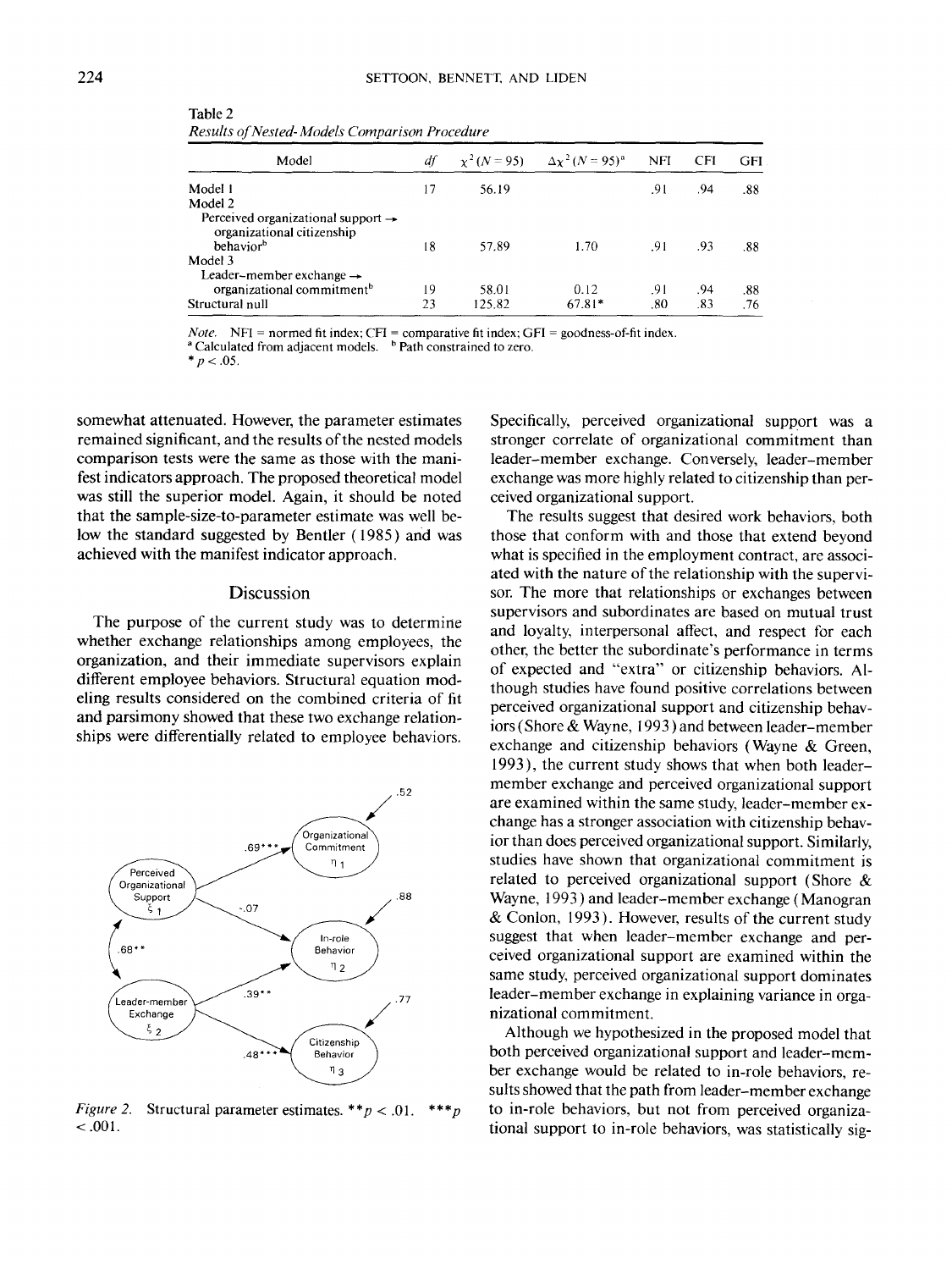Table 2
*Results of Nested-Models Comparison Procedure*

| Model | *df* | $\chi^2$ ($N$ = 95) | $\Delta\chi^2$ ($N$ = 95)[a] | NFI | CFI | GFI |
|---|---|---|---|---|---|---|
| Model 1 | 17 | 56.19 | | .91 | .94 | .88 |
| Model 2 | | | | | | |
| Perceived organizational support → organizational citizenship behavior[b] | 18 | 57.89 | 1.70 | .91 | .93 | .88 |
| Model 3 | | | | | | |
| Leader–member exchange → organizational commitment[b] | 19 | 58.01 | 0.12 | .91 | .94 | .88 |
| Structural null | 23 | 125.82 | 67.81* | .80 | .83 | .76 |

*Note.* NFI = normed fit index; CFI = comparative fit index; GFI = goodness-of-fit index.
[a] Calculated from adjacent models. [b] Path constrained to zero.
* $p < .05$.

somewhat attenuated. However, the parameter estimates remained significant, and the results of the nested models comparison tests were the same as those with the manifest indicators approach. The proposed theoretical model was still the superior model. Again, it should be noted that the sample-size-to-parameter estimate was well below the standard suggested by Bentler (1985) and was achieved with the manifest indicator approach.

## Discussion

The purpose of the current study was to determine whether exchange relationships among employees, the organization, and their immediate supervisors explain different employee behaviors. Structural equation modeling results considered on the combined criteria of fit and parsimony showed that these two exchange relationships were differentially related to employee behaviors.

*Figure 2.* Structural parameter estimates. ** $p < .01$. *** $p < .001$.

Specifically, perceived organizational support was a stronger correlate of organizational commitment than leader–member exchange. Conversely, leader–member exchange was more highly related to citizenship than perceived organizational support.

The results suggest that desired work behaviors, both those that conform with and those that extend beyond what is specified in the employment contract, are associated with the nature of the relationship with the supervisor. The more that relationships or exchanges between supervisors and subordinates are based on mutual trust and loyalty, interpersonal affect, and respect for each other, the better the subordinate's performance in terms of expected and "extra" or citizenship behaviors. Although studies have found positive correlations between perceived organizational support and citizenship behaviors (Shore & Wayne, 1993) and between leader–member exchange and citizenship behaviors (Wayne & Green, 1993), the current study shows that when both leader–member exchange and perceived organizational support are examined within the same study, leader–member exchange has a stronger association with citizenship behavior than does perceived organizational support. Similarly, studies have shown that organizational commitment is related to perceived organizational support (Shore & Wayne, 1993) and leader–member exchange (Manogran & Conlon, 1993). However, results of the current study suggest that when leader–member exchange and perceived organizational support are examined within the same study, perceived organizational support dominates leader–member exchange in explaining variance in organizational commitment.

Although we hypothesized in the proposed model that both perceived organizational support and leader–member exchange would be related to in-role behaviors, results showed that the path from leader–member exchange to in-role behaviors, but not from perceived organizational support to in-role behaviors, was statistically sig-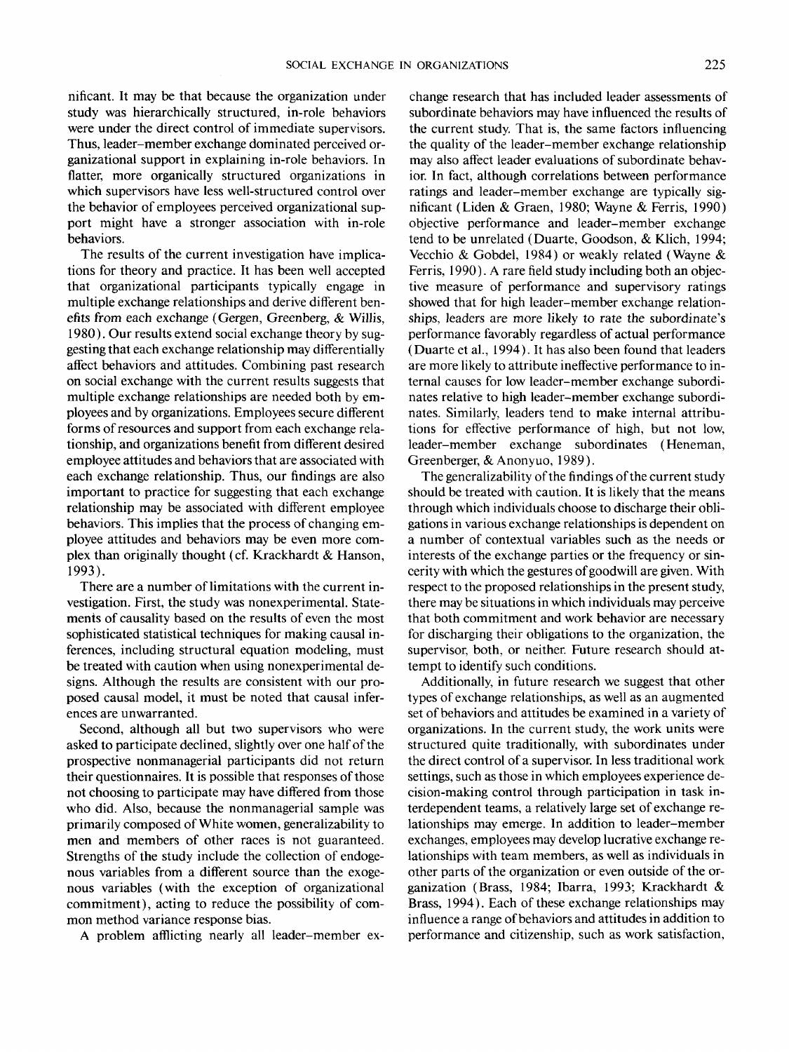nificant. It may be that because the organization under study was hierarchically structured, in-role behaviors were under the direct control of immediate supervisors. Thus, leader–member exchange dominated perceived organizational support in explaining in-role behaviors. In flatter, more organically structured organizations in which supervisors have less well-structured control over the behavior of employees perceived organizational support might have a stronger association with in-role behaviors.

The results of the current investigation have implications for theory and practice. It has been well accepted that organizational participants typically engage in multiple exchange relationships and derive different benefits from each exchange (Gergen, Greenberg, & Willis, 1980). Our results extend social exchange theory by suggesting that each exchange relationship may differentially affect behaviors and attitudes. Combining past research on social exchange with the current results suggests that multiple exchange relationships are needed both by employees and by organizations. Employees secure different forms of resources and support from each exchange relationship, and organizations benefit from different desired employee attitudes and behaviors that are associated with each exchange relationship. Thus, our findings are also important to practice for suggesting that each exchange relationship may be associated with different employee behaviors. This implies that the process of changing employee attitudes and behaviors may be even more complex than originally thought (cf. Krackhardt & Hanson, 1993).

There are a number of limitations with the current investigation. First, the study was nonexperimental. Statements of causality based on the results of even the most sophisticated statistical techniques for making causal inferences, including structural equation modeling, must be treated with caution when using nonexperimental designs. Although the results are consistent with our proposed causal model, it must be noted that causal inferences are unwarranted.

Second, although all but two supervisors who were asked to participate declined, slightly over one half of the prospective nonmanagerial participants did not return their questionnaires. It is possible that responses of those not choosing to participate may have differed from those who did. Also, because the nonmanagerial sample was primarily composed of White women, generalizability to men and members of other races is not guaranteed. Strengths of the study include the collection of endogenous variables from a different source than the exogenous variables (with the exception of organizational commitment), acting to reduce the possibility of common method variance response bias.

A problem afflicting nearly all leader–member exchange research that has included leader assessments of subordinate behaviors may have influenced the results of the current study. That is, the same factors influencing the quality of the leader–member exchange relationship may also affect leader evaluations of subordinate behavior. In fact, although correlations between performance ratings and leader–member exchange are typically significant (Liden & Graen, 1980; Wayne & Ferris, 1990) objective performance and leader–member exchange tend to be unrelated (Duarte, Goodson, & Klich, 1994; Vecchio & Gobdel, 1984) or weakly related (Wayne & Ferris, 1990). A rare field study including both an objective measure of performance and supervisory ratings showed that for high leader–member exchange relationships, leaders are more likely to rate the subordinate's performance favorably regardless of actual performance (Duarte et al., 1994). It has also been found that leaders are more likely to attribute ineffective performance to internal causes for low leader–member exchange subordinates relative to high leader–member exchange subordinates. Similarly, leaders tend to make internal attributions for effective performance of high, but not low, leader–member exchange subordinates (Heneman, Greenberger, & Anonyuo, 1989).

The generalizability of the findings of the current study should be treated with caution. It is likely that the means through which individuals choose to discharge their obligations in various exchange relationships is dependent on a number of contextual variables such as the needs or interests of the exchange parties or the frequency or sincerity with which the gestures of goodwill are given. With respect to the proposed relationships in the present study, there may be situations in which individuals may perceive that both commitment and work behavior are necessary for discharging their obligations to the organization, the supervisor, both, or neither. Future research should attempt to identify such conditions.

Additionally, in future research we suggest that other types of exchange relationships, as well as an augmented set of behaviors and attitudes be examined in a variety of organizations. In the current study, the work units were structured quite traditionally, with subordinates under the direct control of a supervisor. In less traditional work settings, such as those in which employees experience decision-making control through participation in task interdependent teams, a relatively large set of exchange relationships may emerge. In addition to leader–member exchanges, employees may develop lucrative exchange relationships with team members, as well as individuals in other parts of the organization or even outside of the organization (Brass, 1984; Ibarra, 1993; Krackhardt & Brass, 1994). Each of these exchange relationships may influence a range of behaviors and attitudes in addition to performance and citizenship, such as work satisfaction,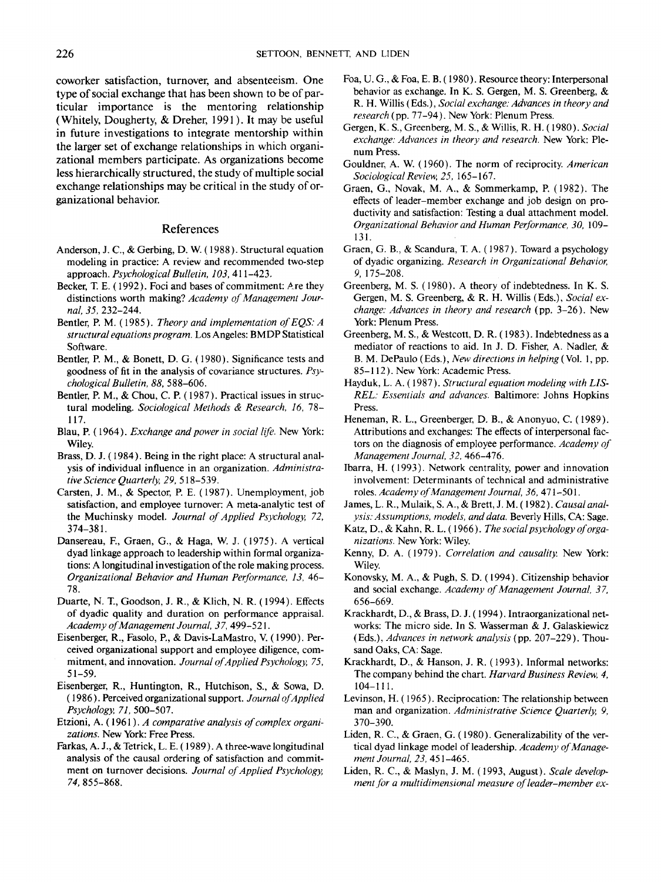coworker satisfaction, turnover, and absenteeism. One type of social exchange that has been shown to be of particular importance is the mentoring relationship (Whitely, Dougherty, & Dreher, 1991). It may be useful in future investigations to integrate mentorship within the larger set of exchange relationships in which organizational members participate. As organizations become less hierarchically structured, the study of multiple social exchange relationships may be critical in the study of organizational behavior.

## References

Anderson, J. C., & Gerbing, D. W. (1988). Structural equation modeling in practice: A review and recommended two-step approach. *Psychological Bulletin, 103,* 411–423.

Becker, T. E. (1992). Foci and bases of commitment: Are they distinctions worth making? *Academy of Management Journal, 35,* 232–244.

Bentler, P. M. (1985). *Theory and implementation of EQS: A structural equations program.* Los Angeles: BMDP Statistical Software.

Bentler, P. M., & Bonett, D. G. (1980). Significance tests and goodness of fit in the analysis of covariance structures. *Psychological Bulletin, 88,* 588–606.

Bentler, P. M., & Chou, C. P. (1987). Practical issues in structural modeling. *Sociological Methods & Research, 16,* 78–117.

Blau, P. (1964). *Exchange and power in social life.* New York: Wiley.

Brass, D. J. (1984). Being in the right place: A structural analysis of individual influence in an organization. *Administrative Science Quarterly, 29,* 518–539.

Carsten, J. M., & Spector, P. E. (1987). Unemployment, job satisfaction, and employee turnover: A meta-analytic test of the Muchinsky model. *Journal of Applied Psychology, 72,* 374–381.

Dansereau, F., Graen, G., & Haga, W. J. (1975). A vertical dyad linkage approach to leadership within formal organizations: A longitudinal investigation of the role making process. *Organizational Behavior and Human Performance, 13,* 46–78.

Duarte, N. T., Goodson, J. R., & Klich, N. R. (1994). Effects of dyadic quality and duration on performance appraisal. *Academy of Management Journal, 37,* 499–521.

Eisenberger, R., Fasolo, P., & Davis-LaMastro, V. (1990). Perceived organizational support and employee diligence, commitment, and innovation. *Journal of Applied Psychology, 75,* 51–59.

Eisenberger, R., Huntington, R., Hutchison, S., & Sowa, D. (1986). Perceived organizational support. *Journal of Applied Psychology, 71,* 500–507.

Etzioni, A. (1961). *A comparative analysis of complex organizations.* New York: Free Press.

Farkas, A. J., & Tetrick, L. E. (1989). A three-wave longitudinal analysis of the causal ordering of satisfaction and commitment on turnover decisions. *Journal of Applied Psychology, 74,* 855–868.

Foa, U. G., & Foa, E. B. (1980). Resource theory: Interpersonal behavior as exchange. In K. S. Gergen, M. S. Greenberg, & R. H. Willis (Eds.), *Social exchange: Advances in theory and research* (pp. 77–94). New York: Plenum Press.

Gergen, K. S., Greenberg, M. S., & Willis, R. H. (1980). *Social exchange: Advances in theory and research.* New York: Plenum Press.

Gouldner, A. W. (1960). The norm of reciprocity. *American Sociological Review, 25,* 165–167.

Graen, G., Novak, M. A., & Sommerkamp, P. (1982). The effects of leader–member exchange and job design on productivity and satisfaction: Testing a dual attachment model. *Organizational Behavior and Human Performance, 30,* 109–131.

Graen, G. B., & Scandura, T. A. (1987). Toward a psychology of dyadic organizing. *Research in Organizational Behavior, 9,* 175–208.

Greenberg, M. S. (1980). A theory of indebtedness. In K. S. Gergen, M. S. Greenberg, & R. H. Willis (Eds.), *Social exchange: Advances in theory and research* (pp. 3–26). New York: Plenum Press.

Greenberg, M. S., & Westcott, D. R. (1983). Indebtedness as a mediator of reactions to aid. In J. D. Fisher, A. Nadler, & B. M. DePaulo (Eds.), *New directions in helping* (Vol. 1, pp. 85–112). New York: Academic Press.

Hayduk, L. A. (1987). *Structural equation modeling with LISREL: Essentials and advances.* Baltimore: Johns Hopkins Press.

Heneman, R. L., Greenberger, D. B., & Anonyuo, C. (1989). Attributions and exchanges: The effects of interpersonal factors on the diagnosis of employee performance. *Academy of Management Journal, 32,* 466–476.

Ibarra, H. (1993). Network centrality, power and innovation involvement: Determinants of technical and administrative roles. *Academy of Management Journal, 36,* 471–501.

James, L. R., Mulaik, S. A., & Brett, J. M. (1982). *Causal analysis: Assumptions, models, and data.* Beverly Hills, CA: Sage.

Katz, D., & Kahn, R. L. (1966). *The social psychology of organizations.* New York: Wiley.

Kenny, D. A. (1979). *Correlation and causality.* New York: Wiley.

Konovsky, M. A., & Pugh, S. D. (1994). Citizenship behavior and social exchange. *Academy of Management Journal, 37,* 656–669.

Krackhardt, D., & Brass, D. J. (1994). Intraorganizational networks: The micro side. In S. Wasserman & J. Galaskiewicz (Eds.), *Advances in network analysis* (pp. 207–229). Thousand Oaks, CA: Sage.

Krackhardt, D., & Hanson, J. R. (1993). Informal networks: The company behind the chart. *Harvard Business Review, 4,* 104–111.

Levinson, H. (1965). Reciprocation: The relationship between man and organization. *Administrative Science Quarterly, 9,* 370–390.

Liden, R. C., & Graen, G. (1980). Generalizability of the vertical dyad linkage model of leadership. *Academy of Management Journal, 23,* 451–465.

Liden, R. C., & Maslyn, J. M. (1993, August). *Scale development for a multidimensional measure of leader–member ex-*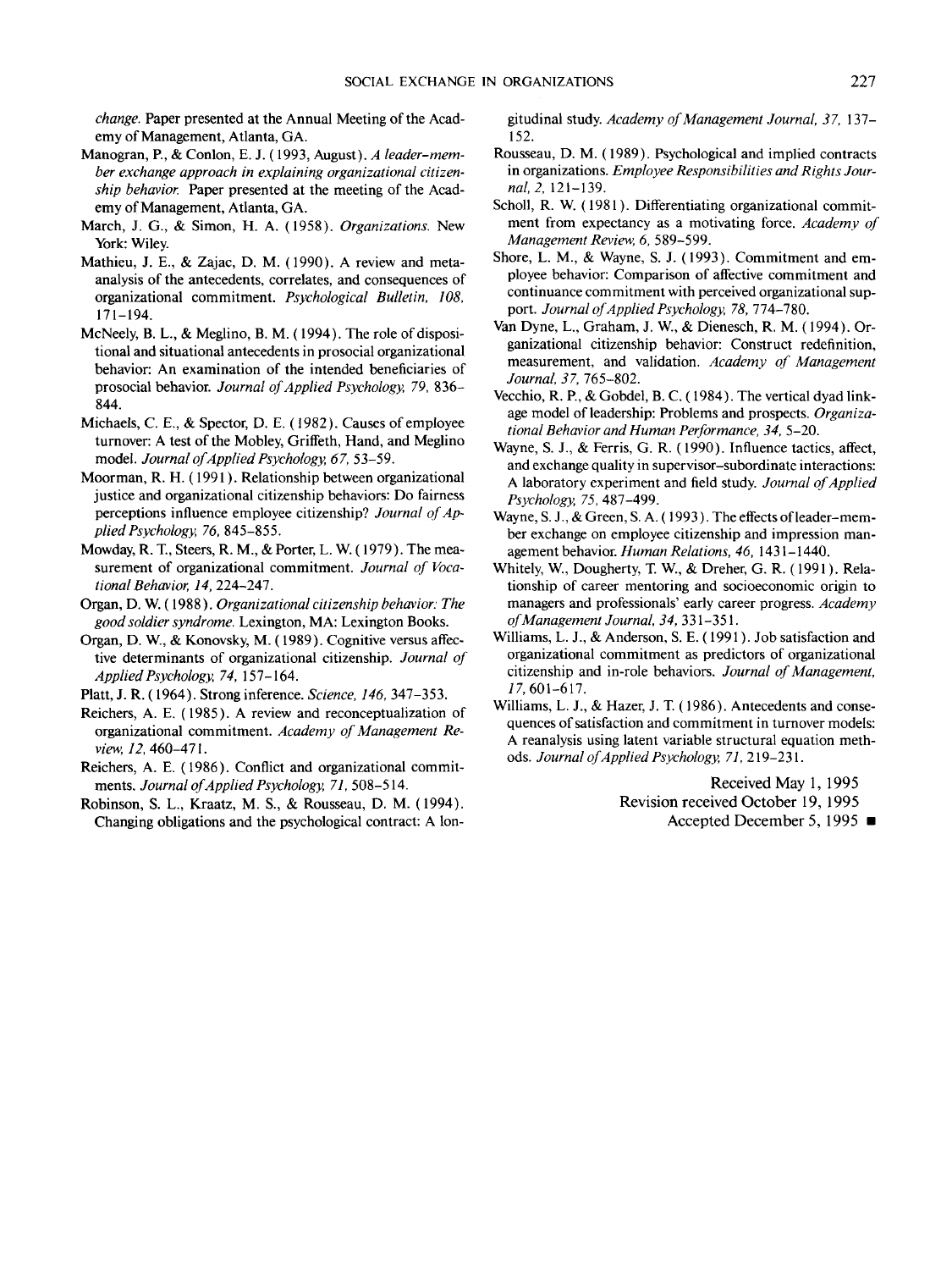*change.* Paper presented at the Annual Meeting of the Academy of Management, Atlanta, GA.

Manogran, P., & Conlon, E. J. (1993, August). *A leader–member exchange approach in explaining organizational citizenship behavior.* Paper presented at the meeting of the Academy of Management, Atlanta, GA.

March, J. G., & Simon, H. A. (1958). *Organizations.* New York: Wiley.

Mathieu, J. E., & Zajac, D. M. (1990). A review and meta-analysis of the antecedents, correlates, and consequences of organizational commitment. *Psychological Bulletin, 108,* 171–194.

McNeely, B. L., & Meglino, B. M. (1994). The role of dispositional and situational antecedents in prosocial organizational behavior: An examination of the intended beneficiaries of prosocial behavior. *Journal of Applied Psychology, 79,* 836–844.

Michaels, C. E., & Spector, D. E. (1982). Causes of employee turnover: A test of the Mobley, Griffeth, Hand, and Meglino model. *Journal of Applied Psychology, 67,* 53–59.

Moorman, R. H. (1991). Relationship between organizational justice and organizational citizenship behaviors: Do fairness perceptions influence employee citizenship? *Journal of Applied Psychology, 76,* 845–855.

Mowday, R. T., Steers, R. M., & Porter, L. W. (1979). The measurement of organizational commitment. *Journal of Vocational Behavior, 14,* 224–247.

Organ, D. W. (1988). *Organizational citizenship behavior: The good soldier syndrome.* Lexington, MA: Lexington Books.

Organ, D. W., & Konovsky, M. (1989). Cognitive versus affective determinants of organizational citizenship. *Journal of Applied Psychology, 74,* 157–164.

Platt, J. R. (1964). Strong inference. *Science, 146,* 347–353.

Reichers, A. E. (1985). A review and reconceptualization of organizational commitment. *Academy of Management Review, 12,* 460–471.

Reichers, A. E. (1986). Conflict and organizational commitments. *Journal of Applied Psychology, 71,* 508–514.

Robinson, S. L., Kraatz, M. S., & Rousseau, D. M. (1994). Changing obligations and the psychological contract: A longitudinal study. *Academy of Management Journal, 37,* 137–152.

Rousseau, D. M. (1989). Psychological and implied contracts in organizations. *Employee Responsibilities and Rights Journal, 2,* 121–139.

Scholl, R. W. (1981). Differentiating organizational commitment from expectancy as a motivating force. *Academy of Management Review, 6,* 589–599.

Shore, L. M., & Wayne, S. J. (1993). Commitment and employee behavior: Comparison of affective commitment and continuance commitment with perceived organizational support. *Journal of Applied Psychology, 78,* 774–780.

Van Dyne, L., Graham, J. W., & Dienesch, R. M. (1994). Organizational citizenship behavior: Construct redefinition, measurement, and validation. *Academy of Management Journal, 37,* 765–802.

Vecchio, R. P., & Gobdel, B. C. (1984). The vertical dyad linkage model of leadership: Problems and prospects. *Organizational Behavior and Human Performance, 34,* 5–20.

Wayne, S. J., & Ferris, G. R. (1990). Influence tactics, affect, and exchange quality in supervisor–subordinate interactions: A laboratory experiment and field study. *Journal of Applied Psychology, 75,* 487–499.

Wayne, S. J., & Green, S. A. (1993). The effects of leader–member exchange on employee citizenship and impression management behavior. *Human Relations, 46,* 1431–1440.

Whitely, W., Dougherty, T. W., & Dreher, G. R. (1991). Relationship of career mentoring and socioeconomic origin to managers and professionals' early career progress. *Academy of Management Journal, 34,* 331–351.

Williams, L. J., & Anderson, S. E. (1991). Job satisfaction and organizational commitment as predictors of organizational citizenship and in-role behaviors. *Journal of Management, 17,* 601–617.

Williams, L. J., & Hazer, J. T. (1986). Antecedents and consequences of satisfaction and commitment in turnover models: A reanalysis using latent variable structural equation methods. *Journal of Applied Psychology, 71,* 219–231.

Received May 1, 1995
Revision received October 19, 1995
Accepted December 5, 1995 ■